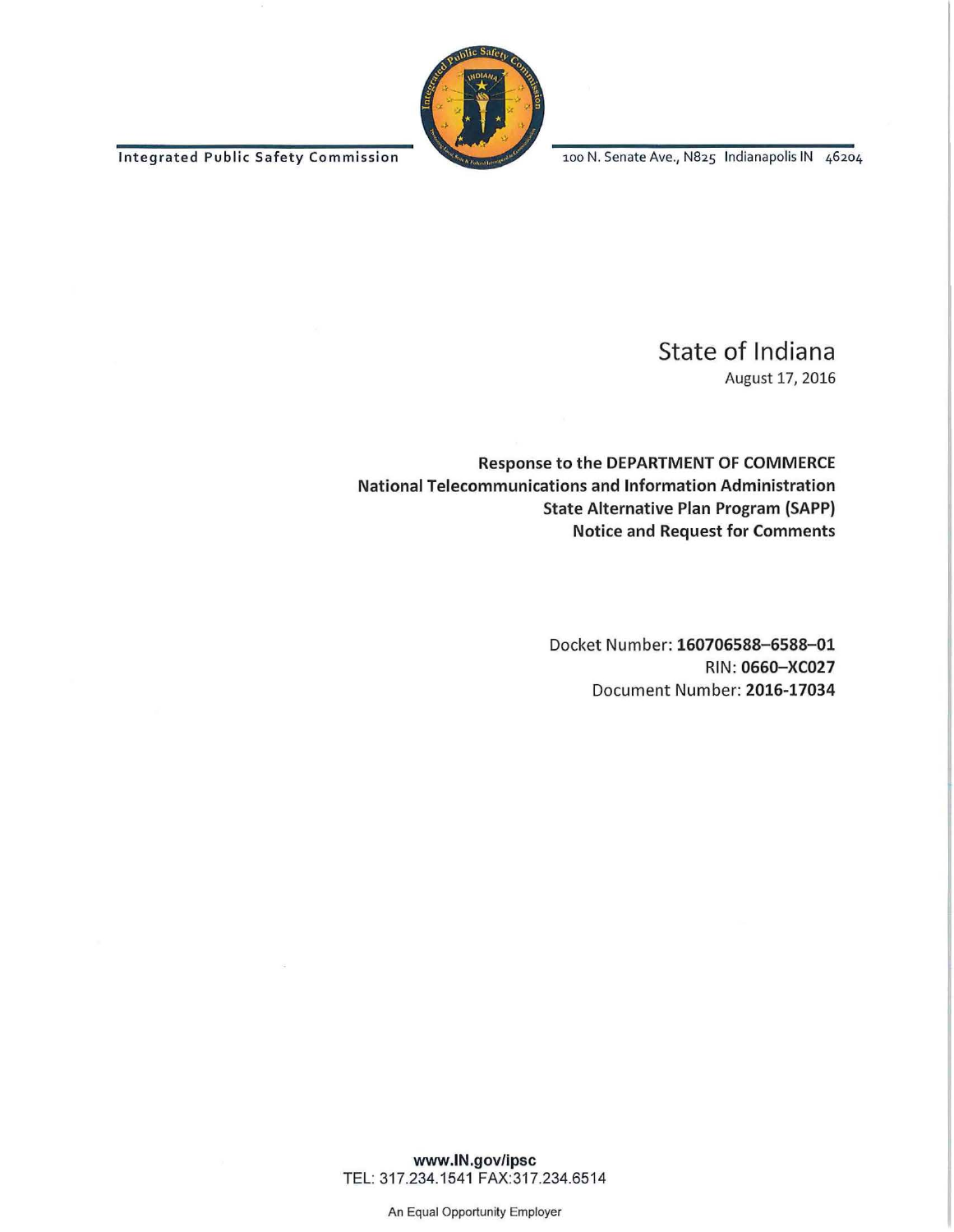Integrated Public Safety Commission

100 N. Senate Ave., N825 Indianapolis IN 46204

# State of Indiana

August 17, 2016

**Response to the DEPARTMENT OF COMMERCE**
**National Telecommunications and Information Administration**
**State Alternative Plan Program (SAPP)**
**Notice and Request for Comments**

Docket Number: **160706588–6588–01**
RIN: **0660–XC027**
Document Number: **2016-17034**

**www.IN.gov/ipsc**
TEL: 317.234.1541 FAX:317.234.6514

An Equal Opportunity Employer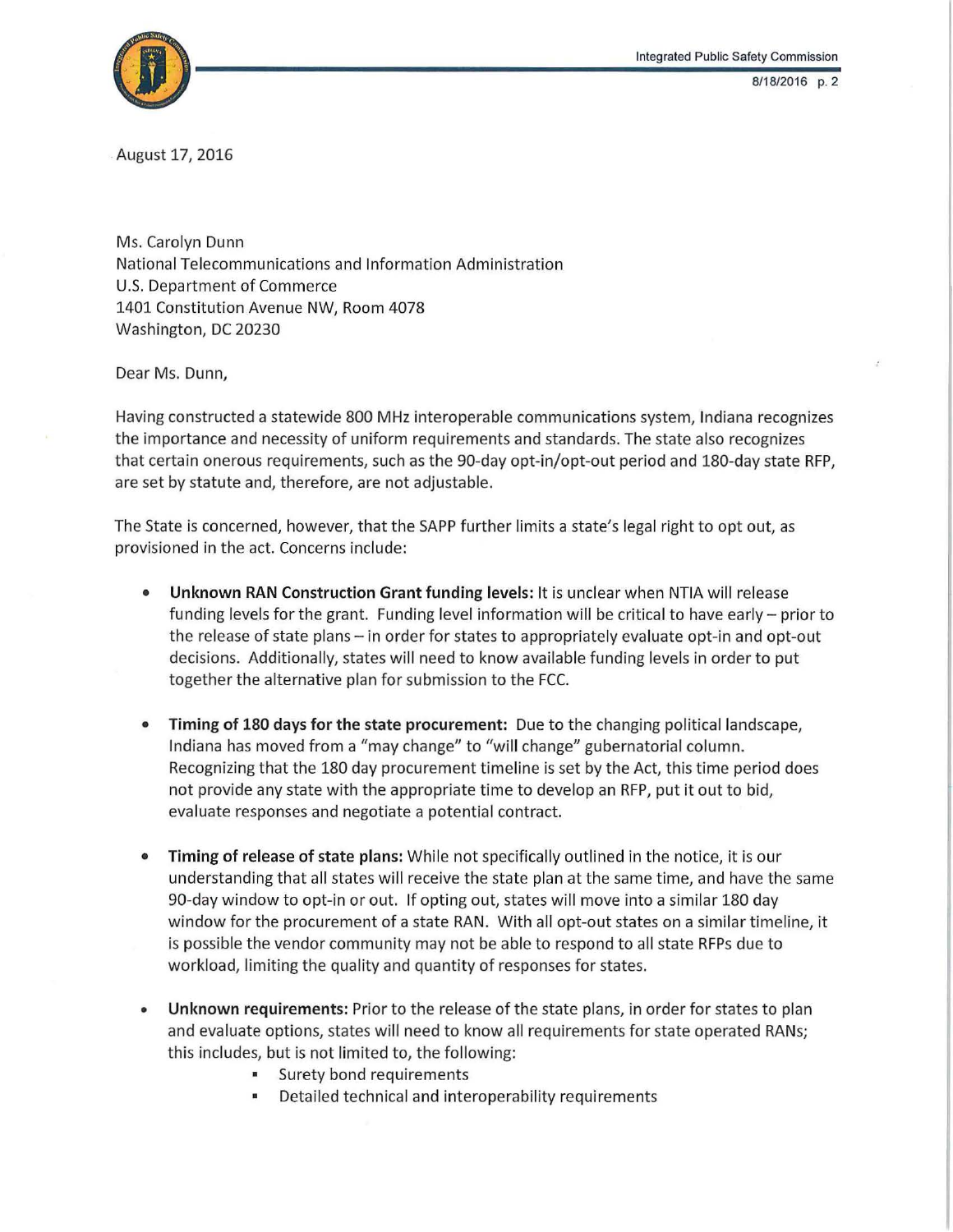August 17, 2016

Ms. Carolyn Dunn
National Telecommunications and Information Administration
U.S. Department of Commerce
1401 Constitution Avenue NW, Room 4078
Washington, DC 20230

Dear Ms. Dunn,

Having constructed a statewide 800 MHz interoperable communications system, Indiana recognizes the importance and necessity of uniform requirements and standards. The state also recognizes that certain onerous requirements, such as the 90-day opt-in/opt-out period and 180-day state RFP, are set by statute and, therefore, are not adjustable.

The State is concerned, however, that the SAPP further limits a state's legal right to opt out, as provisioned in the act. Concerns include:

- **Unknown RAN Construction Grant funding levels:** It is unclear when NTIA will release funding levels for the grant. Funding level information will be critical to have early – prior to the release of state plans – in order for states to appropriately evaluate opt-in and opt-out decisions. Additionally, states will need to know available funding levels in order to put together the alternative plan for submission to the FCC.

- **Timing of 180 days for the state procurement:** Due to the changing political landscape, Indiana has moved from a "may change" to "will change" gubernatorial column. Recognizing that the 180 day procurement timeline is set by the Act, this time period does not provide any state with the appropriate time to develop an RFP, put it out to bid, evaluate responses and negotiate a potential contract.

- **Timing of release of state plans:** While not specifically outlined in the notice, it is our understanding that all states will receive the state plan at the same time, and have the same 90-day window to opt-in or out. If opting out, states will move into a similar 180 day window for the procurement of a state RAN. With all opt-out states on a similar timeline, it is possible the vendor community may not be able to respond to all state RFPs due to workload, limiting the quality and quantity of responses for states.

- **Unknown requirements:** Prior to the release of the state plans, in order for states to plan and evaluate options, states will need to know all requirements for state operated RANs; this includes, but is not limited to, the following:
  - Surety bond requirements
  - Detailed technical and interoperability requirements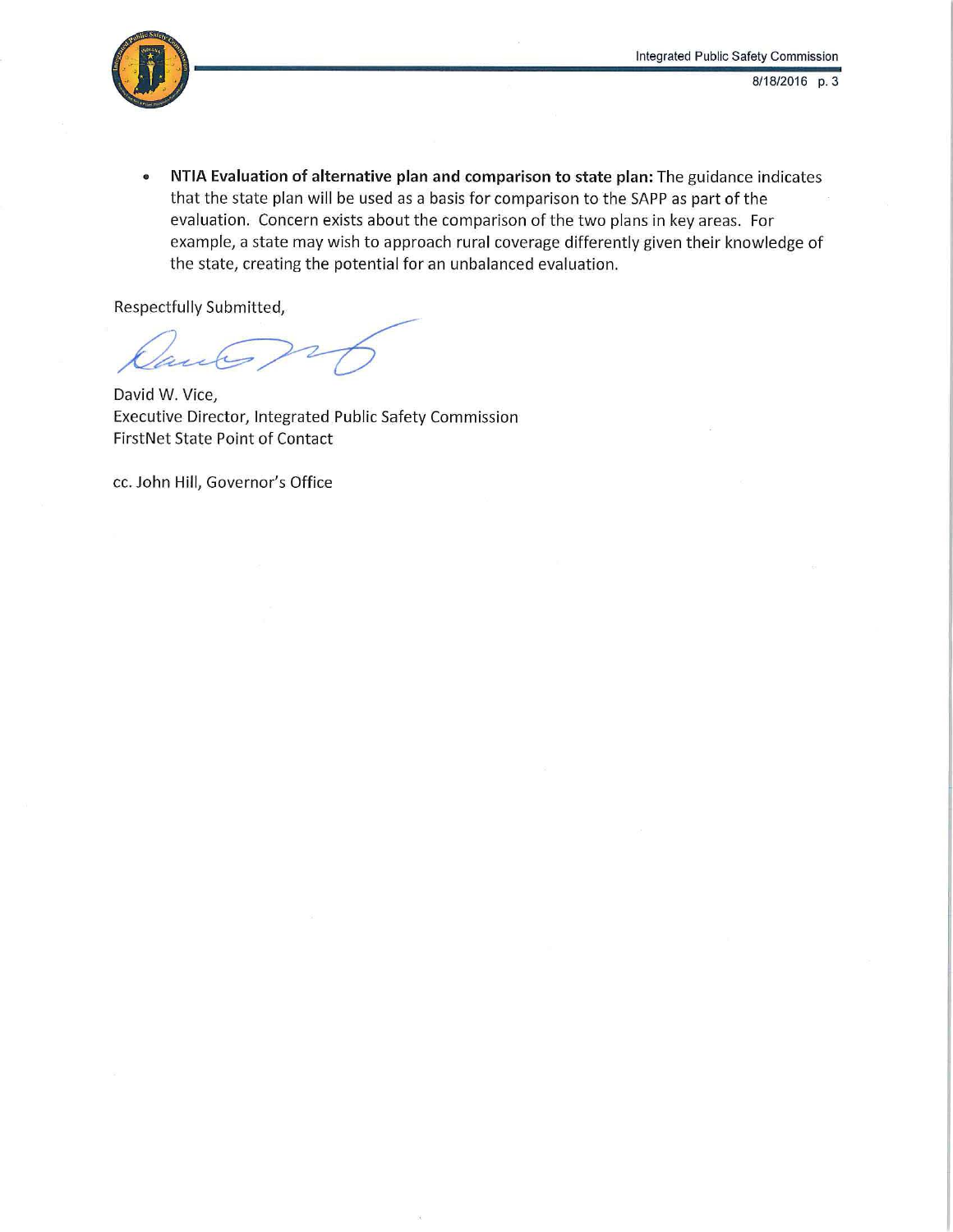- **NTIA Evaluation of alternative plan and comparison to state plan:** The guidance indicates that the state plan will be used as a basis for comparison to the SAPP as part of the evaluation. Concern exists about the comparison of the two plans in key areas. For example, a state may wish to approach rural coverage differently given their knowledge of the state, creating the potential for an unbalanced evaluation.

Respectfully Submitted,

David W. Vice,
Executive Director, Integrated Public Safety Commission
FirstNet State Point of Contact

cc. John Hill, Governor's Office